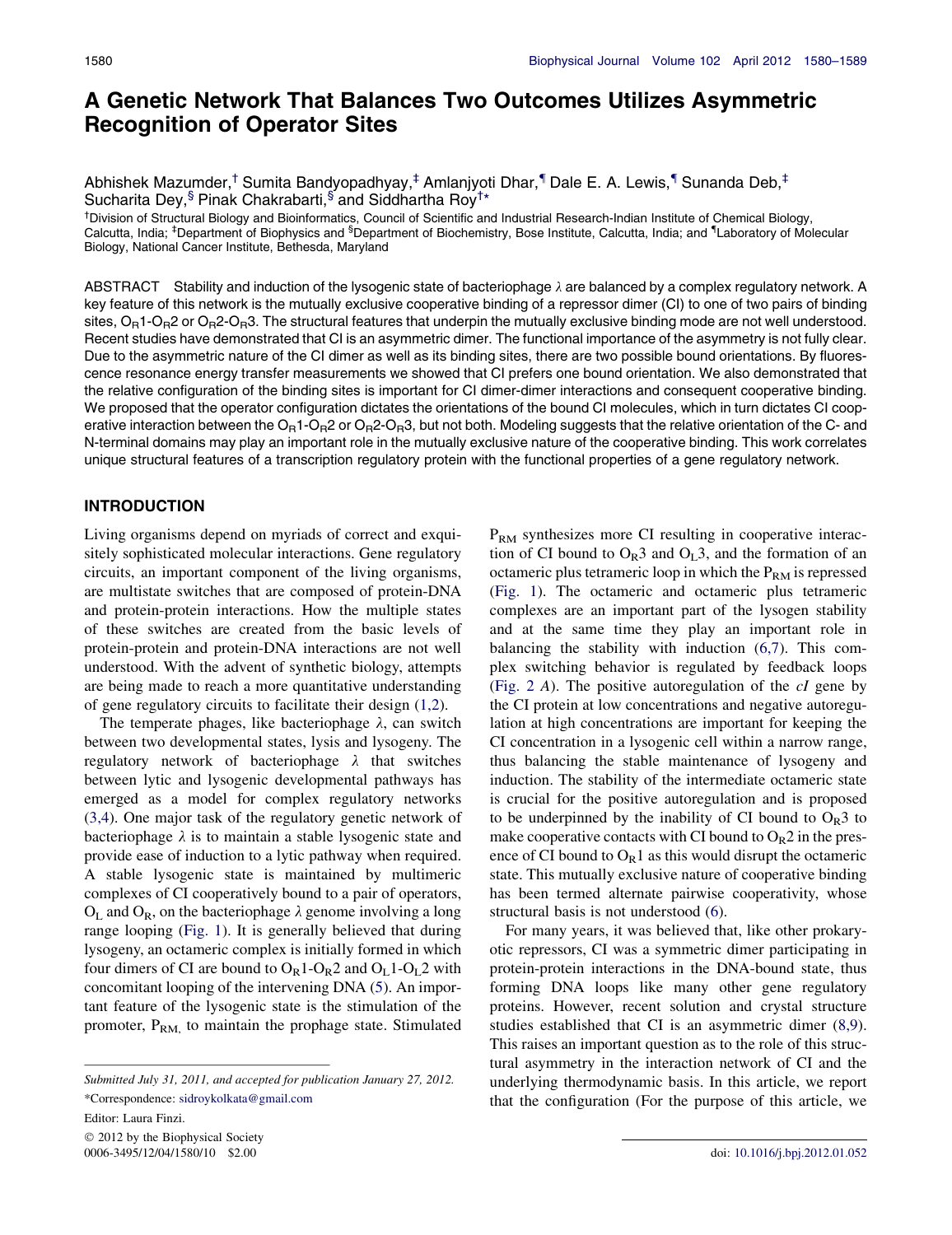# A Genetic Network That Balances Two Outcomes Utilizes Asymmetric Recognition of Operator Sites

Abhishek Mazumder,[†] Sumita Bandyopadhyay,[‡] Amlanjyoti Dhar,[¶] Dale E. A. Lewis,[¶] Sunanda Deb,[‡] Sucharita Dey,[§] Pinak Chakrabarti,[§] and Siddhartha Roy[†*]

[†]Division of Structural Biology and Bioinformatics, Council of Scientific and Industrial Research-Indian Institute of Chemical Biology, Calcutta, India; [‡]Department of Biophysics and [§]Department of Biochemistry, Bose Institute, Calcutta, India; and [¶]Laboratory of Molecular Biology, National Cancer Institute, Bethesda, Maryland

ABSTRACT Stability and induction of the lysogenic state of bacteriophage λ are balanced by a complex regulatory network. A key feature of this network is the mutually exclusive cooperative binding of a repressor dimer (CI) to one of two pairs of binding sites, $O_R1$-$O_R2$ or $O_R2$-$O_R3$. The structural features that underpin the mutually exclusive binding mode are not well understood. Recent studies have demonstrated that CI is an asymmetric dimer. The functional importance of the asymmetry is not fully clear. Due to the asymmetric nature of the CI dimer as well as its binding sites, there are two possible bound orientations. By fluorescence resonance energy transfer measurements we showed that CI prefers one bound orientation. We also demonstrated that the relative configuration of the binding sites is important for CI dimer-dimer interactions and consequent cooperative binding. We proposed that the operator configuration dictates the orientations of the bound CI molecules, which in turn dictates CI cooperative interaction between the $O_R1$-$O_R2$ or $O_R2$-$O_R3$, but not both. Modeling suggests that the relative orientation of the C- and N-terminal domains may play an important role in the mutually exclusive nature of the cooperative binding. This work correlates unique structural features of a transcription regulatory protein with the functional properties of a gene regulatory network.

## INTRODUCTION

Living organisms depend on myriads of correct and exquisitely sophisticated molecular interactions. Gene regulatory circuits, an important component of the living organisms, are multistate switches that are composed of protein-DNA and protein-protein interactions. How the multiple states of these switches are created from the basic levels of protein-protein and protein-DNA interactions are not well understood. With the advent of synthetic biology, attempts are being made to reach a more quantitative understanding of gene regulatory circuits to facilitate their design (1,2).

The temperate phages, like bacteriophage λ, can switch between two developmental states, lysis and lysogeny. The regulatory network of bacteriophage λ that switches between lytic and lysogenic developmental pathways has emerged as a model for complex regulatory networks (3,4). One major task of the regulatory genetic network of bacteriophage λ is to maintain a stable lysogenic state and provide ease of induction to a lytic pathway when required. A stable lysogenic state is maintained by multimeric complexes of CI cooperatively bound to a pair of operators, $O_L$ and $O_R$, on the bacteriophage λ genome involving a long range looping (Fig. 1). It is generally believed that during lysogeny, an octameric complex is initially formed in which four dimers of CI are bound to $O_R1$-$O_R2$ and $O_L1$-$O_L2$ with concomitant looping of the intervening DNA (5). An important feature of the lysogenic state is the stimulation of the promoter, $P_{RM}$, to maintain the prophage state. Stimulated $P_{RM}$ synthesizes more CI resulting in cooperative interaction of CI bound to $O_R3$ and $O_L3$, and the formation of an octameric plus tetrameric loop in which the $P_{RM}$ is repressed (Fig. 1). The octameric and octameric plus tetrameric complexes are an important part of the lysogen stability and at the same time they play an important role in balancing the stability with induction (6,7). This complex switching behavior is regulated by feedback loops (Fig. 2 *A*). The positive autoregulation of the *cI* gene by the CI protein at low concentrations and negative autoregulation at high concentrations are important for keeping the CI concentration in a lysogenic cell within a narrow range, thus balancing the stable maintenance of lysogeny and induction. The stability of the intermediate octameric state is crucial for the positive autoregulation and is proposed to be underpinned by the inability of CI bound to $O_R3$ to make cooperative contacts with CI bound to $O_R2$ in the presence of CI bound to $O_R1$ as this would disrupt the octameric state. This mutually exclusive nature of cooperative binding has been termed alternate pairwise cooperativity, whose structural basis is not understood (6).

For many years, it was believed that, like other prokaryotic repressors, CI was a symmetric dimer participating in protein-protein interactions in the DNA-bound state, thus forming DNA loops like many other gene regulatory proteins. However, recent solution and crystal structure studies established that CI is an asymmetric dimer (8,9). This raises an important question as to the role of this structural asymmetry in the interaction network of CI and the underlying thermodynamic basis. In this article, we report that the configuration (For the purpose of this article, we

Submitted July 31, 2011, and accepted for publication January 27, 2012.

*Correspondence: sidroykolkata@gmail.com

Editor: Laura Finzi.

© 2012 by the Biophysical Society
0006-3495/12/04/1580/10 $2.00

doi: 10.1016/j.bpj.2012.01.052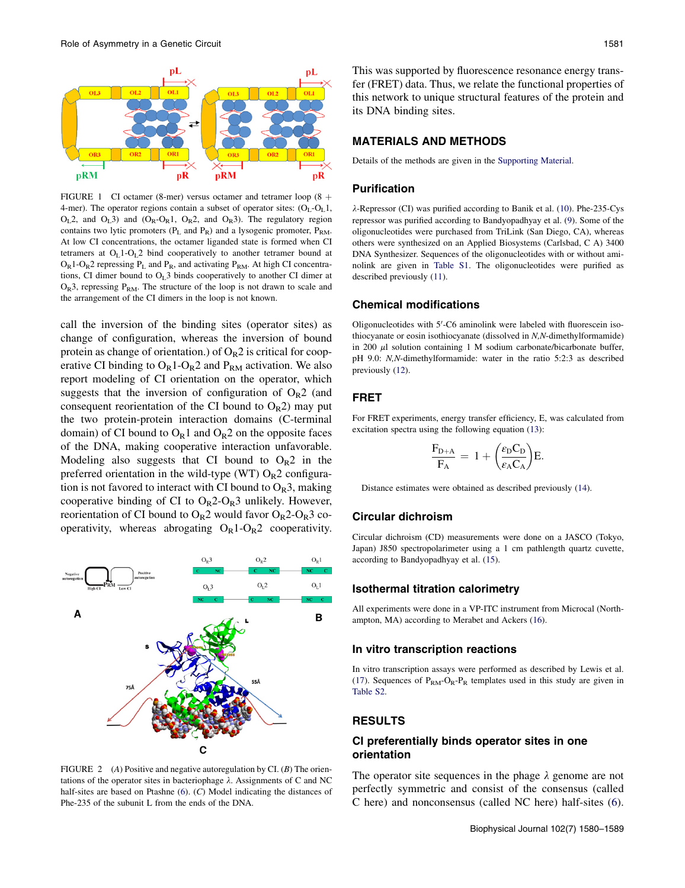FIGURE 1 CI octamer (8-mer) versus octamer and tetramer loop (8 + 4-mer). The operator regions contain a subset of operator sites: ($O_L$-$O_L$1, $O_L$2, and $O_L$3) and ($O_R$-$O_R$1, $O_R$2, and $O_R$3). The regulatory region contains two lytic promoters ($P_L$ and $P_R$) and a lysogenic promoter, $P_{RM}$. At low CI concentrations, the octamer liganded state is formed when CI tetramers at $O_L$1-$O_L$2 bind cooperatively to another tetramer bound at $O_R$1-$O_R$2 repressing $P_L$ and $P_R$, and activating $P_{RM}$. At high CI concentrations, CI dimer bound to $O_L$3 binds cooperatively to another CI dimer at $O_R$3, repressing $P_{RM}$. The structure of the loop is not drawn to scale and the arrangement of the CI dimers in the loop is not known.

call the inversion of the binding sites (operator sites) as change of configuration, whereas the inversion of bound protein as change of orientation.) of $O_R$2 is critical for cooperative CI binding to $O_R$1-$O_R$2 and $P_{RM}$ activation. We also report modeling of CI orientation on the operator, which suggests that the inversion of configuration of $O_R$2 (and consequent reorientation of the CI bound to $O_R$2) may put the two protein-protein interaction domains (C-terminal domain) of CI bound to $O_R$1 and $O_R$2 on the opposite faces of the DNA, making cooperative interaction unfavorable. Modeling also suggests that CI bound to $O_R$2 in the preferred orientation in the wild-type (WT) $O_R$2 configuration is not favored to interact with CI bound to $O_R$3, making cooperative binding of CI to $O_R$2-$O_R$3 unlikely. However, reorientation of CI bound to $O_R$2 would favor $O_R$2-$O_R$3 cooperativity, whereas abrogating $O_R$1-$O_R$2 cooperativity.

FIGURE 2 (*A*) Positive and negative autoregulation by CI. (*B*) The orientations of the operator sites in bacteriophage λ. Assignments of C and NC half-sites are based on Ptashne (6). (*C*) Model indicating the distances of Phe-235 of the subunit L from the ends of the DNA.

This was supported by fluorescence resonance energy transfer (FRET) data. Thus, we relate the functional properties of this network to unique structural features of the protein and its DNA binding sites.

## MATERIALS AND METHODS

Details of the methods are given in the Supporting Material.

### Purification

λ-Repressor (CI) was purified according to Banik et al. (10). Phe-235-Cys repressor was purified according to Bandyopadhyay et al. (9). Some of the oligonucleotides were purchased from TriLink (San Diego, CA), whereas others were synthesized on an Applied Biosystems (Carlsbad, C A) 3400 DNA Synthesizer. Sequences of the oligonucleotides with or without aminolink are given in Table S1. The oligonucleotides were purified as described previously (11).

### Chemical modifications

Oligonucleotides with 5′-C6 aminolink were labeled with fluorescein isothiocyanate or eosin isothiocyanate (dissolved in *N,N*-dimethylformamide) in 200 μl solution containing 1 M sodium carbonate/bicarbonate buffer, pH 9.0: *N,N*-dimethylformamide: water in the ratio 5:2:3 as described previously (12).

### FRET

For FRET experiments, energy transfer efficiency, E, was calculated from excitation spectra using the following equation (13):

$$\frac{F_{D+A}}{F_A} = 1 + \left(\frac{\varepsilon_D C_D}{\varepsilon_A C_A}\right) E.$$

Distance estimates were obtained as described previously (14).

### Circular dichroism

Circular dichroism (CD) measurements were done on a JASCO (Tokyo, Japan) J850 spectropolarimeter using a 1 cm pathlength quartz cuvette, according to Bandyopadhyay et al. (15).

### Isothermal titration calorimetry

All experiments were done in a VP-ITC instrument from Microcal (Northampton, MA) according to Merabet and Ackers (16).

### In vitro transcription reactions

In vitro transcription assays were performed as described by Lewis et al. (17). Sequences of $P_{RM}$-$O_R$-$P_R$ templates used in this study are given in Table S2.

## RESULTS

### CI preferentially binds operator sites in one orientation

The operator site sequences in the phage λ genome are not perfectly symmetric and consist of the consensus (called C here) and nonconsensus (called NC here) half-sites (6).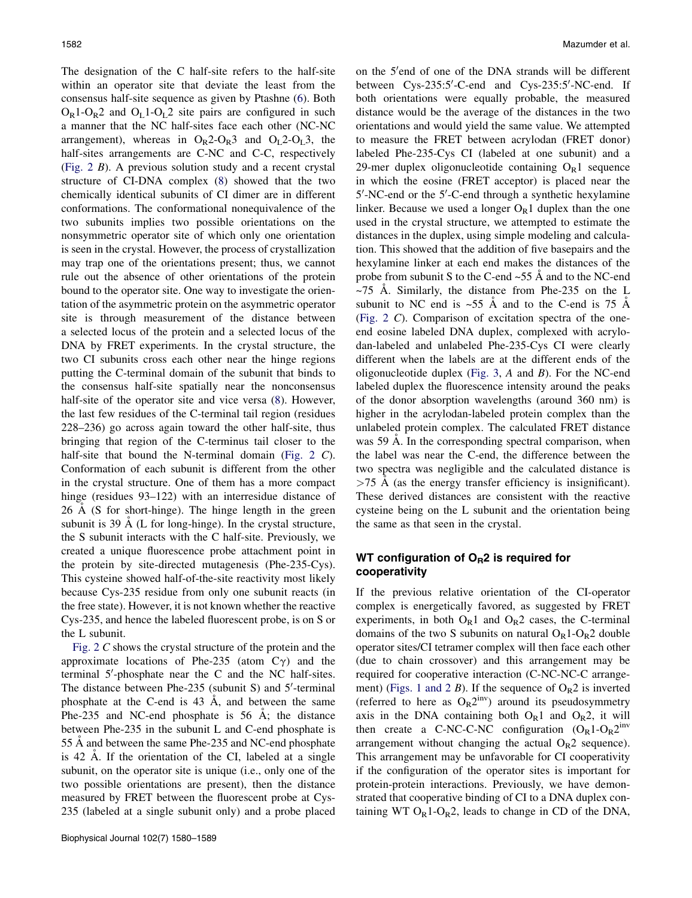The designation of the C half-site refers to the half-site within an operator site that deviate the least from the consensus half-site sequence as given by Ptashne (6). Both $O_R1$-$O_R2$ and $O_L1$-$O_L2$ site pairs are configured in such a manner that the NC half-sites face each other (NC-NC arrangement), whereas in $O_R2$-$O_R3$ and $O_L2$-$O_L3$, the half-sites arrangements are C-NC and C-C, respectively (Fig. 2 *B*). A previous solution study and a recent crystal structure of CI-DNA complex (8) showed that the two chemically identical subunits of CI dimer are in different conformations. The conformational nonequivalence of the two subunits implies two possible orientations on the nonsymmetric operator site of which only one orientation is seen in the crystal. However, the process of crystallization may trap one of the orientations present; thus, we cannot rule out the absence of other orientations of the protein bound to the operator site. One way to investigate the orientation of the asymmetric protein on the asymmetric operator site is through measurement of the distance between a selected locus of the protein and a selected locus of the DNA by FRET experiments. In the crystal structure, the two CI subunits cross each other near the hinge regions putting the C-terminal domain of the subunit that binds to the consensus half-site spatially near the nonconsensus half-site of the operator site and vice versa (8). However, the last few residues of the C-terminal tail region (residues 228–236) go across again toward the other half-site, thus bringing that region of the C-terminus tail closer to the half-site that bound the N-terminal domain (Fig. 2 *C*). Conformation of each subunit is different from the other in the crystal structure. One of them has a more compact hinge (residues 93–122) with an interresidue distance of 26 Å (S for short-hinge). The hinge length in the green subunit is 39 Å (L for long-hinge). In the crystal structure, the S subunit interacts with the C half-site. Previously, we created a unique fluorescence probe attachment point in the protein by site-directed mutagenesis (Phe-235-Cys). This cysteine showed half-of-the-site reactivity most likely because Cys-235 residue from only one subunit reacts (in the free state). However, it is not known whether the reactive Cys-235, and hence the labeled fluorescent probe, is on S or the L subunit.

Fig. 2 *C* shows the crystal structure of the protein and the approximate locations of Phe-235 (atom Cγ) and the terminal 5′-phosphate near the C and the NC half-sites. The distance between Phe-235 (subunit S) and 5′-terminal phosphate at the C-end is 43 Å, and between the same Phe-235 and NC-end phosphate is 56 Å; the distance between Phe-235 in the subunit L and C-end phosphate is 55 Å and between the same Phe-235 and NC-end phosphate is 42 Å. If the orientation of the CI, labeled at a single subunit, on the operator site is unique (i.e., only one of the two possible orientations are present), then the distance measured by FRET between the fluorescent probe at Cys-235 (labeled at a single subunit only) and a probe placed on the 5′end of one of the DNA strands will be different between Cys-235:5′-C-end and Cys-235:5′-NC-end. If both orientations were equally probable, the measured distance would be the average of the distances in the two orientations and would yield the same value. We attempted to measure the FRET between acrylodan (FRET donor) labeled Phe-235-Cys CI (labeled at one subunit) and a 29-mer duplex oligonucleotide containing $O_R1$ sequence in which the eosine (FRET acceptor) is placed near the 5′-NC-end or the 5′-C-end through a synthetic hexylamine linker. Because we used a longer $O_R1$ duplex than the one used in the crystal structure, we attempted to estimate the distances in the duplex, using simple modeling and calculation. This showed that the addition of five basepairs and the hexylamine linker at each end makes the distances of the probe from subunit S to the C-end ~55 Å and to the NC-end ~75 Å. Similarly, the distance from Phe-235 on the L subunit to NC end is ~55 Å and to the C-end is 75 Å (Fig. 2 *C*). Comparison of excitation spectra of the one-end eosine labeled DNA duplex, complexed with acrylodan-labeled and unlabeled Phe-235-Cys CI were clearly different when the labels are at the different ends of the oligonucleotide duplex (Fig. 3, *A* and *B*). For the NC-end labeled duplex the fluorescence intensity around the peaks of the donor absorption wavelengths (around 360 nm) is higher in the acrylodan-labeled protein complex than the unlabeled protein complex. The calculated FRET distance was 59 Å. In the corresponding spectral comparison, when the label was near the C-end, the difference between the two spectra was negligible and the calculated distance is >75 Å (as the energy transfer efficiency is insignificant). These derived distances are consistent with the reactive cysteine being on the L subunit and the orientation being the same as that seen in the crystal.

## WT configuration of $O_R2$ is required for cooperativity

If the previous relative orientation of the CI-operator complex is energetically favored, as suggested by FRET experiments, in both $O_R1$ and $O_R2$ cases, the C-terminal domains of the two S subunits on natural $O_R1$-$O_R2$ double operator sites/CI tetramer complex will then face each other (due to chain crossover) and this arrangement may be required for cooperative interaction (C-NC-NC-C arrangement) (Figs. 1 and 2 *B*). If the sequence of $O_R2$ is inverted (referred to here as $O_R2^{inv}$) around its pseudosymmetry axis in the DNA containing both $O_R1$ and $O_R2$, it will then create a C-NC-C-NC configuration ($O_R1$-$O_R2^{inv}$ arrangement without changing the actual $O_R2$ sequence). This arrangement may be unfavorable for CI cooperativity if the configuration of the operator sites is important for protein-protein interactions. Previously, we have demonstrated that cooperative binding of CI to a DNA duplex containing WT $O_R1$-$O_R2$, leads to change in CD of the DNA,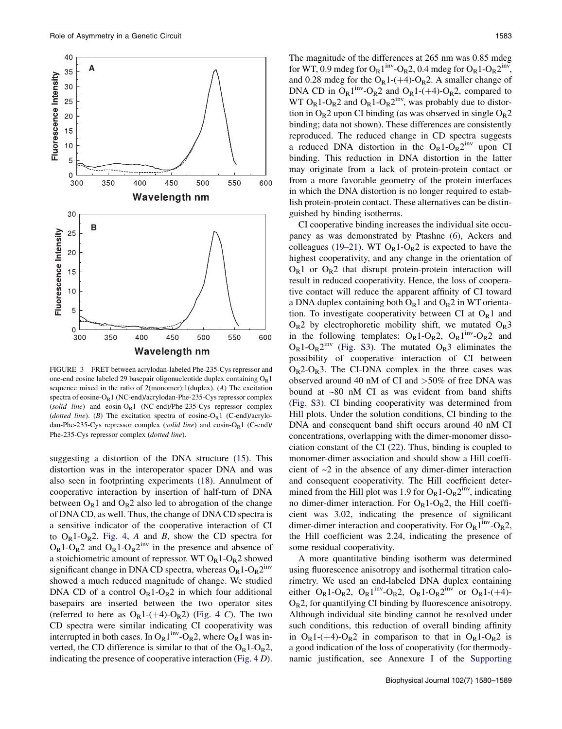FIGURE 3 FRET between acrylodan-labeled Phe-235-Cys repressor and one-end eosine labeled 29 basepair oligonucleotide duplex containing $O_R1$ sequence mixed in the ratio of 2(monomer):1(duplex). (*A*) The excitation spectra of eosine-$O_R1$ (NC-end)/acrylodan-Phe-235-Cys repressor complex (*solid line*) and eosin-$O_R1$ (NC-end)/Phe-235-Cys repressor complex (*dotted line*). (*B*) The excitation spectra of eosine-$O_R1$ (C-end)/acrylodan-Phe-235-Cys repressor complex (*solid line*) and eosin-$O_R1$ (C-end)/Phe-235-Cys repressor complex (*dotted line*).

suggesting a distortion of the DNA structure (15). This distortion was in the interoperator spacer DNA and was also seen in footprinting experiments (18). Annulment of cooperative interaction by insertion of half-turn of DNA between $O_R1$ and $O_R2$ also led to abrogation of the change of DNA CD, as well. Thus, the change of DNA CD spectra is a sensitive indicator of the cooperative interaction of CI to $O_R1$-$O_R2$. Fig. 4, *A* and *B*, show the CD spectra for $O_R1$-$O_R2$ and $O_R1$-$O_R2^{inv}$ in the presence and absence of a stoichiometric amount of repressor. WT $O_R1$-$O_R2$ showed significant change in DNA CD spectra, whereas $O_R1$-$O_R2^{inv}$ showed a much reduced magnitude of change. We studied DNA CD of a control $O_R1$-$O_R2$ in which four additional basepairs are inserted between the two operator sites (referred to here as $O_R1$-(+4)-$O_R2$) (Fig. 4 *C*). The two CD spectra were similar indicating CI cooperativity was interrupted in both cases. In $O_R1^{inv}$-$O_R2$, where $O_R1$ was inverted, the CD difference is similar to that of the $O_R1$-$O_R2$, indicating the presence of cooperative interaction (Fig. 4 *D*). The magnitude of the differences at 265 nm was 0.85 mdeg for WT, 0.9 mdeg for $O_R1^{inv}$-$O_R2$, 0.4 mdeg for $O_R1$-$O_R2^{inv}$, and 0.28 mdeg for the $O_R1$-(+4)-$O_R2$. A smaller change of DNA CD in $O_R1^{inv}$-$O_R2$ and $O_R1$-(+4)-$O_R2$, compared to WT $O_R1$-$O_R2$ and $O_R1$-$O_R2^{inv}$, was probably due to distortion in $O_R2$ upon CI binding (as was observed in single $O_R2$ binding; data not shown). These differences are consistently reproduced. The reduced change in CD spectra suggests a reduced DNA distortion in the $O_R1$-$O_R2^{inv}$ upon CI binding. This reduction in DNA distortion in the latter may originate from a lack of protein-protein contact or from a more favorable geometry of the protein interfaces in which the DNA distortion is no longer required to establish protein-protein contact. These alternatives can be distinguished by binding isotherms.

CI cooperative binding increases the individual site occupancy as was demonstrated by Ptashne (6), Ackers and colleagues (19–21). WT $O_R1$-$O_R2$ is expected to have the highest cooperativity, and any change in the orientation of $O_R1$ or $O_R2$ that disrupt protein-protein interaction will result in reduced cooperativity. Hence, the loss of cooperative contact will reduce the apparent affinity of CI toward a DNA duplex containing both $O_R1$ and $O_R2$ in WT orientation. To investigate cooperativity between CI at $O_R1$ and $O_R2$ by electrophoretic mobility shift, we mutated $O_R3$ in the following templates: $O_R1$-$O_R2$, $O_R1^{inv}$-$O_R2$ and $O_R1$-$O_R2^{inv}$ (Fig. S3). The mutated $O_R3$ eliminates the possibility of cooperative interaction of CI between $O_R2$-$O_R3$. The CI-DNA complex in the three cases was observed around 40 nM of CI and >50% of free DNA was bound at ~80 nM CI as was evident from band shifts (Fig. S3). CI binding cooperativity was determined from Hill plots. Under the solution conditions, CI binding to the DNA and consequent band shift occurs around 40 nM CI concentrations, overlapping with the dimer-monomer dissociation constant of the CI (22). Thus, binding is coupled to monomer-dimer association and should show a Hill coefficient of ~2 in the absence of any dimer-dimer interaction and consequent cooperativity. The Hill coefficient determined from the Hill plot was 1.9 for $O_R1$-$O_R2^{inv}$, indicating no dimer-dimer interaction. For $O_R1$-$O_R2$, the Hill coefficient was 3.02, indicating the presence of significant dimer-dimer interaction and cooperativity. For $O_R1^{inv}$-$O_R2$, the Hill coefficient was 2.24, indicating the presence of some residual cooperativity.

A more quantitative binding isotherm was determined using fluorescence anisotropy and isothermal titration calorimetry. We used an end-labeled DNA duplex containing either $O_R1$-$O_R2$, $O_R1^{inv}$-$O_R2$, $O_R1$-$O_R2^{inv}$ or $O_R1$-(+4)-$O_R2$, for quantifying CI binding by fluorescence anisotropy. Although individual site binding cannot be resolved under such conditions, this reduction of overall binding affinity in $O_R1$-(+4)-$O_R2$ in comparison to that in $O_R1$-$O_R2$ is a good indication of the loss of cooperativity (for thermodynamic justification, see Annexure I of the Supporting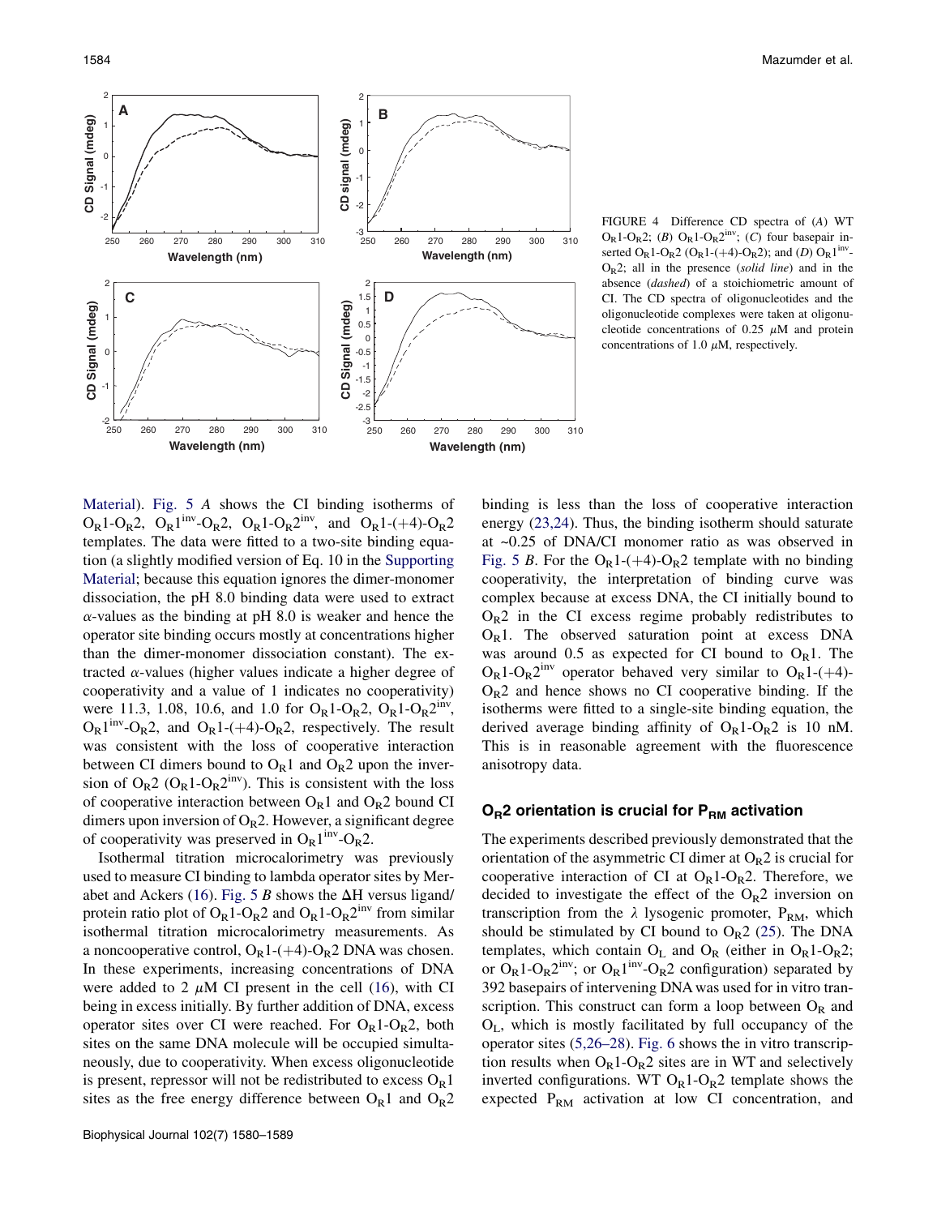FIGURE 4 Difference CD spectra of (*A*) WT $O_R1$-$O_R2$; (*B*) $O_R1$-$O_R2^{inv}$; (*C*) four basepair inserted $O_R1$-$O_R2$ ($O_R1$-(+4)-$O_R2$); and (*D*) $O_R1^{inv}$-$O_R2$; all in the presence (*solid line*) and in the absence (*dashed*) of a stoichiometric amount of CI. The CD spectra of oligonucleotides and the oligonucleotide complexes were taken at oligonucleotide concentrations of 0.25 $\mu$M and protein concentrations of 1.0 $\mu$M, respectively.

Material). Fig. 5 *A* shows the CI binding isotherms of $O_R1$-$O_R2$, $O_R1^{inv}$-$O_R2$, $O_R1$-$O_R2^{inv}$, and $O_R1$-(+4)-$O_R2$ templates. The data were fitted to a two-site binding equation (a slightly modified version of Eq. 10 in the Supporting Material; because this equation ignores the dimer-monomer dissociation, the pH 8.0 binding data were used to extract $\alpha$-values as the binding at pH 8.0 is weaker and hence the operator site binding occurs mostly at concentrations higher than the dimer-monomer dissociation constant). The extracted $\alpha$-values (higher values indicate a higher degree of cooperativity and a value of 1 indicates no cooperativity) were 11.3, 1.08, 10.6, and 1.0 for $O_R1$-$O_R2$, $O_R1$-$O_R2^{inv}$, $O_R1^{inv}$-$O_R2$, and $O_R1$-(+4)-$O_R2$, respectively. The result was consistent with the loss of cooperative interaction between CI dimers bound to $O_R1$ and $O_R2$ upon the inversion of $O_R2$ ($O_R1$-$O_R2^{inv}$). This is consistent with the loss of cooperative interaction between $O_R1$ and $O_R2$ bound CI dimers upon inversion of $O_R2$. However, a significant degree of cooperativity was preserved in $O_R1^{inv}$-$O_R2$.

Isothermal titration microcalorimetry was previously used to measure CI binding to lambda operator sites by Merabet and Ackers (16). Fig. 5 *B* shows the $\Delta$H versus ligand/protein ratio plot of $O_R1$-$O_R2$ and $O_R1$-$O_R2^{inv}$ from similar isothermal titration microcalorimetry measurements. As a noncooperative control, $O_R1$-(+4)-$O_R2$ DNA was chosen. In these experiments, increasing concentrations of DNA were added to 2 $\mu$M CI present in the cell (16), with CI being in excess initially. By further addition of DNA, excess operator sites over CI were reached. For $O_R1$-$O_R2$, both sites on the same DNA molecule will be occupied simultaneously, due to cooperativity. When excess oligonucleotide is present, repressor will not be redistributed to excess $O_R1$ sites as the free energy difference between $O_R1$ and $O_R2$ binding is less than the loss of cooperative interaction energy (23,24). Thus, the binding isotherm should saturate at ~0.25 of DNA/CI monomer ratio as was observed in Fig. 5 *B*. For the $O_R1$-(+4)-$O_R2$ template with no binding cooperativity, the interpretation of binding curve was complex because at excess DNA, the CI initially bound to $O_R2$ in the CI excess regime probably redistributes to $O_R1$. The observed saturation point at excess DNA was around 0.5 as expected for CI bound to $O_R1$. The $O_R1$-$O_R2^{inv}$ operator behaved very similar to $O_R1$-(+4)-$O_R2$ and hence shows no CI cooperative binding. If the isotherms were fitted to a single-site binding equation, the derived average binding affinity of $O_R1$-$O_R2$ is 10 nM. This is in reasonable agreement with the fluorescence anisotropy data.

## $O_R2$ orientation is crucial for $P_{RM}$ activation

The experiments described previously demonstrated that the orientation of the asymmetric CI dimer at $O_R2$ is crucial for cooperative interaction of CI at $O_R1$-$O_R2$. Therefore, we decided to investigate the effect of the $O_R2$ inversion on transcription from the $\lambda$ lysogenic promoter, $P_{RM}$, which should be stimulated by CI bound to $O_R2$ (25). The DNA templates, which contain $O_L$ and $O_R$ (either in $O_R1$-$O_R2$; or $O_R1$-$O_R2^{inv}$; or $O_R1^{inv}$-$O_R2$ configuration) separated by 392 basepairs of intervening DNA was used for in vitro transcription. This construct can form a loop between $O_R$ and $O_L$, which is mostly facilitated by full occupancy of the operator sites (5,26–28). Fig. 6 shows the in vitro transcription results when $O_R1$-$O_R2$ sites are in WT and selectively inverted configurations. WT $O_R1$-$O_R2$ template shows the expected $P_{RM}$ activation at low CI concentration, and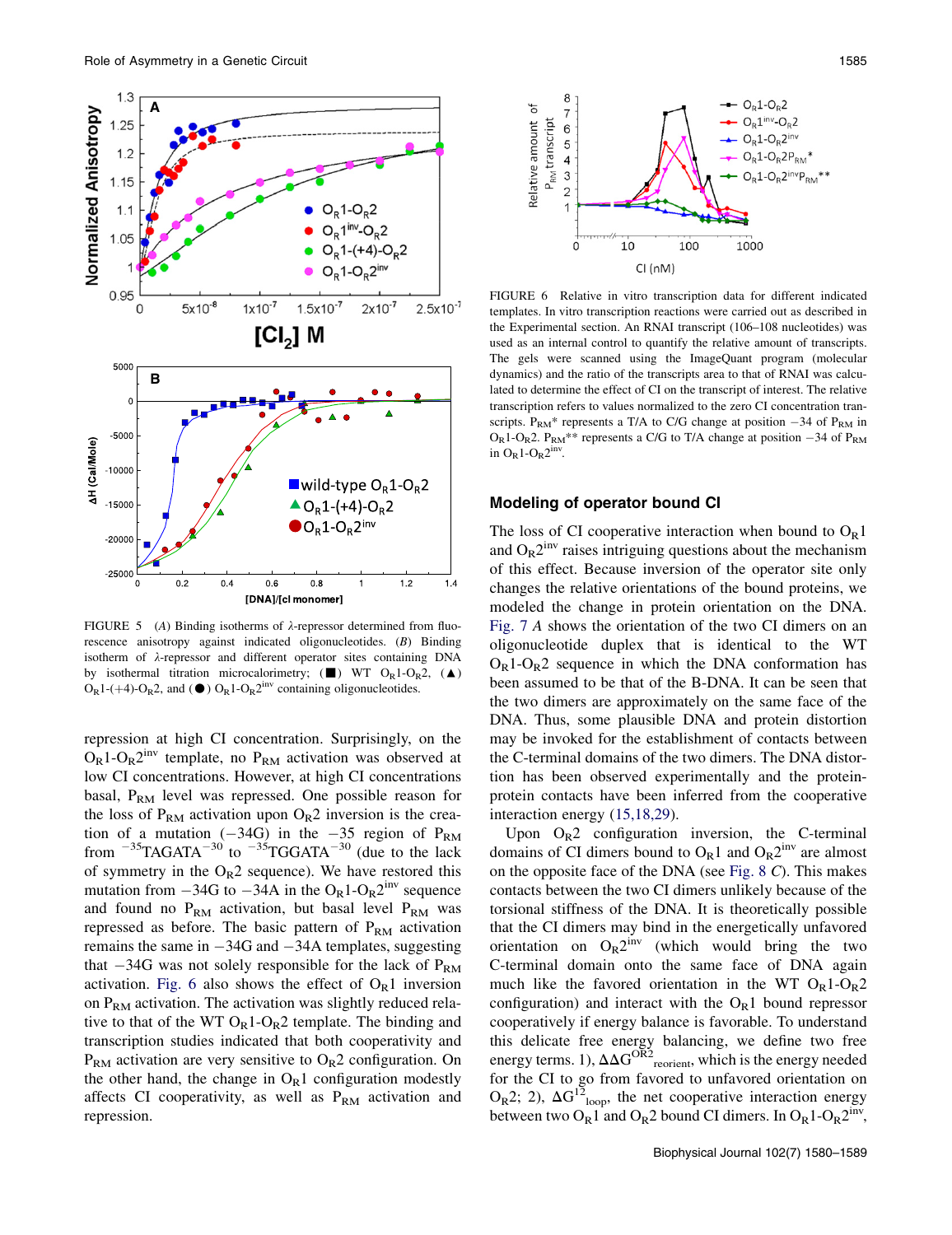FIGURE 5 (*A*) Binding isotherms of λ-repressor determined from fluorescence anisotropy against indicated oligonucleotides. (*B*) Binding isotherm of λ-repressor and different operator sites containing DNA by isothermal titration microcalorimetry; (■) WT $O_R1$-$O_R2$, (▲) $O_R1$-(+4)-$O_R2$, and (●) $O_R1$-$O_R2^{inv}$ containing oligonucleotides.

repression at high CI concentration. Surprisingly, on the $O_R1$-$O_R2^{inv}$ template, no $P_{RM}$ activation was observed at low CI concentrations. However, at high CI concentrations basal, $P_{RM}$ level was repressed. One possible reason for the loss of $P_{RM}$ activation upon $O_R2$ inversion is the creation of a mutation (−34G) in the −35 region of $P_{RM}$ from $^{-35}$TAGATA$^{-30}$ to $^{-35}$TGGATA$^{-30}$ (due to the lack of symmetry in the $O_R2$ sequence). We have restored this mutation from −34G to −34A in the $O_R1$-$O_R2^{inv}$ sequence and found no $P_{RM}$ activation, but basal level $P_{RM}$ was repressed as before. The basic pattern of $P_{RM}$ activation remains the same in −34G and −34A templates, suggesting that −34G was not solely responsible for the lack of $P_{RM}$ activation. Fig. 6 also shows the effect of $O_R1$ inversion on $P_{RM}$ activation. The activation was slightly reduced relative to that of the WT $O_R1$-$O_R2$ template. The binding and transcription studies indicated that both cooperativity and $P_{RM}$ activation are very sensitive to $O_R2$ configuration. On the other hand, the change in $O_R1$ configuration modestly affects CI cooperativity, as well as $P_{RM}$ activation and repression.

FIGURE 6 Relative in vitro transcription data for different indicated templates. In vitro transcription reactions were carried out as described in the Experimental section. An RNAI transcript (106–108 nucleotides) was used as an internal control to quantify the relative amount of transcripts. The gels were scanned using the ImageQuant program (molecular dynamics) and the ratio of the transcripts area to that of RNAI was calculated to determine the effect of CI on the transcript of interest. The relative transcription refers to values normalized to the zero CI concentration transcripts. $P_{RM}$* represents a T/A to C/G change at position −34 of $P_{RM}$ in $O_R1$-$O_R2$. $P_{RM}$** represents a C/G to T/A change at position −34 of $P_{RM}$ in $O_R1$-$O_R2^{inv}$.

## Modeling of operator bound CI

The loss of CI cooperative interaction when bound to $O_R1$ and $O_R2^{inv}$ raises intriguing questions about the mechanism of this effect. Because inversion of the operator site only changes the relative orientations of the bound proteins, we modeled the change in protein orientation on the DNA. Fig. 7 *A* shows the orientation of the two CI dimers on an oligonucleotide duplex that is identical to the WT $O_R1$-$O_R2$ sequence in which the DNA conformation has been assumed to be that of the B-DNA. It can be seen that the two dimers are approximately on the same face of the DNA. Thus, some plausible DNA and protein distortion may be invoked for the establishment of contacts between the C-terminal domains of the two dimers. The DNA distortion has been observed experimentally and the protein-protein contacts have been inferred from the cooperative interaction energy (15,18,29).

Upon $O_R2$ configuration inversion, the C-terminal domains of CI dimers bound to $O_R1$ and $O_R2^{inv}$ are almost on the opposite face of the DNA (see Fig. 8 *C*). This makes contacts between the two CI dimers unlikely because of the torsional stiffness of the DNA. It is theoretically possible that the CI dimers may bind in the energetically unfavored orientation on $O_R2^{inv}$ (which would bring the two C-terminal domain onto the same face of DNA again much like the favored orientation in the WT $O_R1$-$O_R2$ configuration) and interact with the $O_R1$ bound repressor cooperatively if energy balance is favorable. To understand this delicate free energy balancing, we define two free energy terms. 1), $\Delta\Delta G^{OR2}_{reorient}$, which is the energy needed for the CI to go from favored to unfavored orientation on $O_R2$; 2), $\Delta G^{12}_{loop}$, the net cooperative interaction energy between two $O_R1$ and $O_R2$ bound CI dimers. In $O_R1$-$O_R2^{inv}$,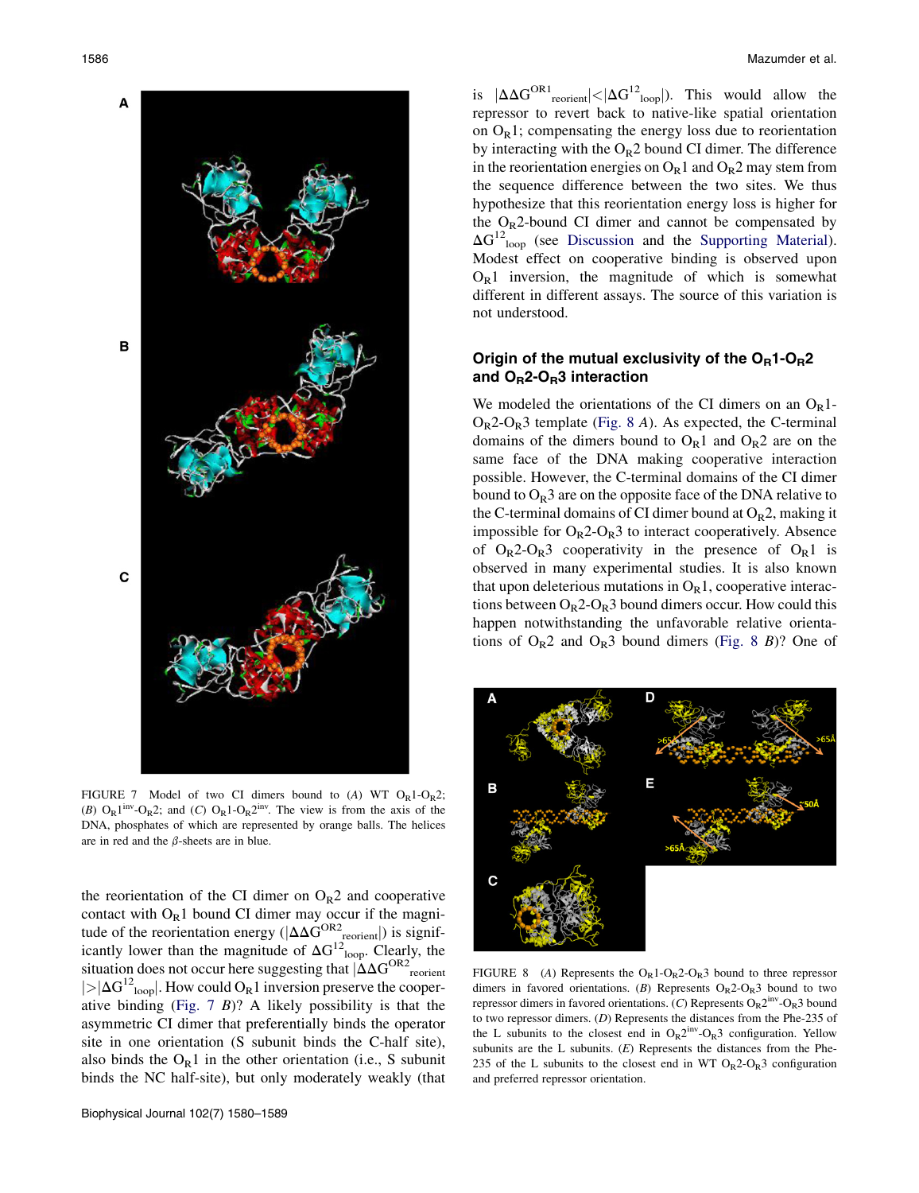FIGURE 7 Model of two CI dimers bound to (*A*) WT $O_R1$-$O_R2$; (*B*) $O_R1^{inv}$-$O_R2$; and (*C*) $O_R1$-$O_R2^{inv}$. The view is from the axis of the DNA, phosphates of which are represented by orange balls. The helices are in red and the β-sheets are in blue.

the reorientation of the CI dimer on $O_R2$ and cooperative contact with $O_R1$ bound CI dimer may occur if the magnitude of the reorientation energy ($|\Delta\Delta G^{OR2}_{reorient}|$) is significantly lower than the magnitude of $\Delta G^{12}_{loop}$. Clearly, the situation does not occur here suggesting that $|\Delta\Delta G^{OR2}_{reorient}| > |\Delta G^{12}_{loop}|$. How could $O_R1$ inversion preserve the cooperative binding (Fig. 7 *B*)? A likely possibility is that the asymmetric CI dimer that preferentially binds the operator site in one orientation (S subunit binds the C-half site), also binds the $O_R1$ in the other orientation (i.e., S subunit binds the NC half-site), but only moderately weakly (that is $|\Delta\Delta G^{OR1}_{reorient}| < |\Delta G^{12}_{loop}|$). This would allow the repressor to revert back to native-like spatial orientation on $O_R1$; compensating the energy loss due to reorientation by interacting with the $O_R2$ bound CI dimer. The difference in the reorientation energies on $O_R1$ and $O_R2$ may stem from the sequence difference between the two sites. We thus hypothesize that this reorientation energy loss is higher for the $O_R2$-bound CI dimer and cannot be compensated by $\Delta G^{12}_{loop}$ (see Discussion and the Supporting Material). Modest effect on cooperative binding is observed upon $O_R1$ inversion, the magnitude of which is somewhat different in different assays. The source of this variation is not understood.

## Origin of the mutual exclusivity of the $O_R1$-$O_R2$ and $O_R2$-$O_R3$ interaction

We modeled the orientations of the CI dimers on an $O_R1$-$O_R2$-$O_R3$ template (Fig. 8 *A*). As expected, the C-terminal domains of the dimers bound to $O_R1$ and $O_R2$ are on the same face of the DNA making cooperative interaction possible. However, the C-terminal domains of the CI dimer bound to $O_R3$ are on the opposite face of the DNA relative to the C-terminal domains of CI dimer bound at $O_R2$, making it impossible for $O_R2$-$O_R3$ to interact cooperatively. Absence of $O_R2$-$O_R3$ cooperativity in the presence of $O_R1$ is observed in many experimental studies. It is also known that upon deleterious mutations in $O_R1$, cooperative interactions between $O_R2$-$O_R3$ bound dimers occur. How could this happen notwithstanding the unfavorable relative orientations of $O_R2$ and $O_R3$ bound dimers (Fig. 8 *B*)? One of

FIGURE 8 (*A*) Represents the $O_R1$-$O_R2$-$O_R3$ bound to three repressor dimers in favored orientations. (*B*) Represents $O_R2$-$O_R3$ bound to two repressor dimers in favored orientations. (*C*) Represents $O_R2^{inv}$-$O_R3$ bound to two repressor dimers. (*D*) Represents the distances from the Phe-235 of the L subunits to the closest end in $O_R2^{inv}$-$O_R3$ configuration. Yellow subunits are the L subunits. (*E*) Represents the distances from the Phe-235 of the L subunits to the closest end in WT $O_R2$-$O_R3$ configuration and preferred repressor orientation.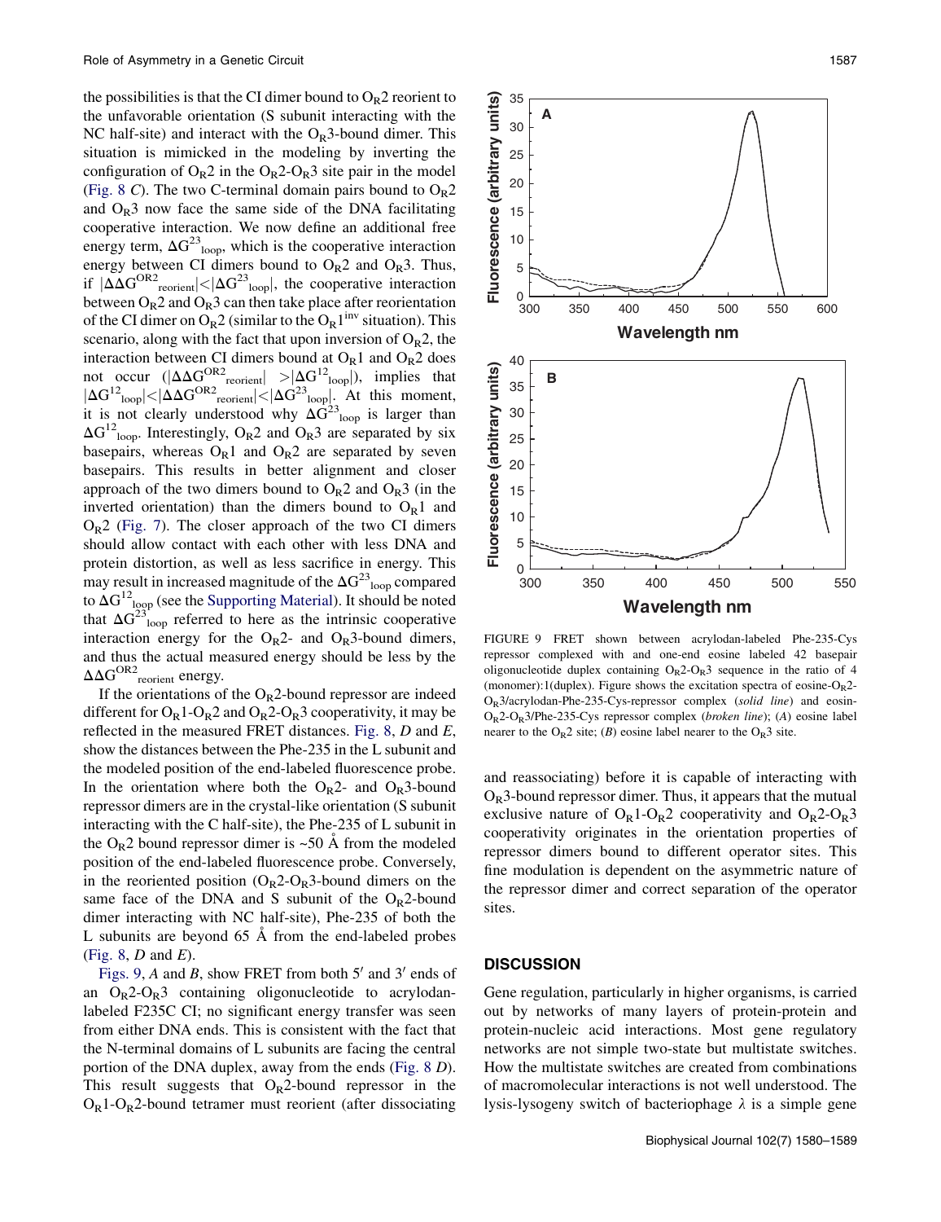the possibilities is that the CI dimer bound to $O_R2$ reorient to the unfavorable orientation (S subunit interacting with the NC half-site) and interact with the $O_R3$-bound dimer. This situation is mimicked in the modeling by inverting the configuration of $O_R2$ in the $O_R2$-$O_R3$ site pair in the model (Fig. 8 *C*). The two C-terminal domain pairs bound to $O_R2$ and $O_R3$ now face the same side of the DNA facilitating cooperative interaction. We now define an additional free energy term, $\Delta G^{23}_{loop}$, which is the cooperative interaction energy between CI dimers bound to $O_R2$ and $O_R3$. Thus, if $|\Delta\Delta G^{OR2}_{reorient}|<|\Delta G^{23}_{loop}|$, the cooperative interaction between $O_R2$ and $O_R3$ can then take place after reorientation of the CI dimer on $O_R2$ (similar to the $O_R1^{inv}$ situation). This scenario, along with the fact that upon inversion of $O_R2$, the interaction between CI dimers bound at $O_R1$ and $O_R2$ does not occur ($|\Delta\Delta G^{OR2}_{reorient}| > |\Delta G^{12}_{loop}|$), implies that $|\Delta G^{12}_{loop}|<|\Delta\Delta G^{OR2}_{reorient}|<|\Delta G^{23}_{loop}|$. At this moment, it is not clearly understood why $\Delta G^{23}_{loop}$ is larger than $\Delta G^{12}_{loop}$. Interestingly, $O_R2$ and $O_R3$ are separated by six basepairs, whereas $O_R1$ and $O_R2$ are separated by seven basepairs. This results in better alignment and closer approach of the two dimers bound to $O_R2$ and $O_R3$ (in the inverted orientation) than the dimers bound to $O_R1$ and $O_R2$ (Fig. 7). The closer approach of the two CI dimers should allow contact with each other with less DNA and protein distortion, as well as less sacrifice in energy. This may result in increased magnitude of the $\Delta G^{23}_{loop}$ compared to $\Delta G^{12}_{loop}$ (see the Supporting Material). It should be noted that $\Delta G^{23}_{loop}$ referred to here as the intrinsic cooperative interaction energy for the $O_R2$- and $O_R3$-bound dimers, and thus the actual measured energy should be less by the $\Delta\Delta G^{OR2}_{reorient}$ energy.

If the orientations of the $O_R2$-bound repressor are indeed different for $O_R1$-$O_R2$ and $O_R2$-$O_R3$ cooperativity, it may be reflected in the measured FRET distances. Fig. 8, *D* and *E*, show the distances between the Phe-235 in the L subunit and the modeled position of the end-labeled fluorescence probe. In the orientation where both the $O_R2$- and $O_R3$-bound repressor dimers are in the crystal-like orientation (S subunit interacting with the C half-site), the Phe-235 of L subunit in the $O_R2$ bound repressor dimer is ~50 Å from the modeled position of the end-labeled fluorescence probe. Conversely, in the reoriented position ($O_R2$-$O_R3$-bound dimers on the same face of the DNA and S subunit of the $O_R2$-bound dimer interacting with NC half-site), Phe-235 of both the L subunits are beyond 65 Å from the end-labeled probes (Fig. 8, *D* and *E*).

Figs. 9, *A* and *B*, show FRET from both 5′ and 3′ ends of an $O_R2$-$O_R3$ containing oligonucleotide to acrylodan-labeled F235C CI; no significant energy transfer was seen from either DNA ends. This is consistent with the fact that the N-terminal domains of L subunits are facing the central portion of the DNA duplex, away from the ends (Fig. 8 *D*). This result suggests that $O_R2$-bound repressor in the $O_R1$-$O_R2$-bound tetramer must reorient (after dissociating and reassociating) before it is capable of interacting with $O_R3$-bound repressor dimer. Thus, it appears that the mutual exclusive nature of $O_R1$-$O_R2$ cooperativity and $O_R2$-$O_R3$ cooperativity originates in the orientation properties of repressor dimers bound to different operator sites. This fine modulation is dependent on the asymmetric nature of the repressor dimer and correct separation of the operator sites.

FIGURE 9 FRET shown between acrylodan-labeled Phe-235-Cys repressor complexed with and one-end eosine labeled 42 basepair oligonucleotide duplex containing $O_R2$-$O_R3$ sequence in the ratio of 4 (monomer):1(duplex). Figure shows the excitation spectra of eosine-$O_R2$-$O_R3$/acrylodan-Phe-235-Cys-repressor complex (*solid line*) and eosin-$O_R2$-$O_R3$/Phe-235-Cys repressor complex (*broken line*); (*A*) eosine label nearer to the $O_R2$ site; (*B*) eosine label nearer to the $O_R3$ site.

## DISCUSSION

Gene regulation, particularly in higher organisms, is carried out by networks of many layers of protein-protein and protein-nucleic acid interactions. Most gene regulatory networks are not simple two-state but multistate switches. How the multistate switches are created from combinations of macromolecular interactions is not well understood. The lysis-lysogeny switch of bacteriophage λ is a simple gene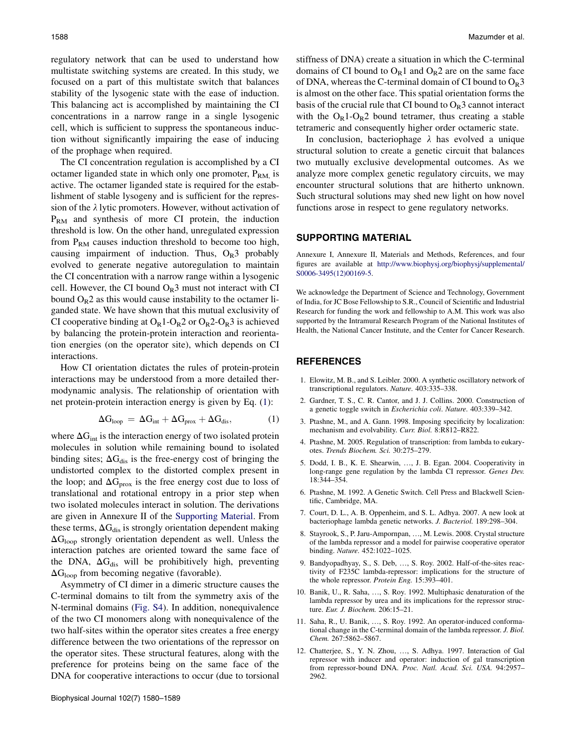regulatory network that can be used to understand how multistate switching systems are created. In this study, we focused on a part of this multistate switch that balances stability of the lysogenic state with the ease of induction. This balancing act is accomplished by maintaining the CI concentrations in a narrow range in a single lysogenic cell, which is sufficient to suppress the spontaneous induction without significantly impairing the ease of inducing of the prophage when required.

The CI concentration regulation is accomplished by a CI octamer liganded state in which only one promoter, $P_{RM}$, is active. The octamer liganded state is required for the establishment of stable lysogeny and is sufficient for the repression of the $\lambda$ lytic promoters. However, without activation of $P_{RM}$ and synthesis of more CI protein, the induction threshold is low. On the other hand, unregulated expression from $P_{RM}$ causes induction threshold to become too high, causing impairment of induction. Thus, $O_R3$ probably evolved to generate negative autoregulation to maintain the CI concentration with a narrow range within a lysogenic cell. However, the CI bound $O_R3$ must not interact with CI bound $O_R2$ as this would cause instability to the octamer liganded state. We have shown that this mutual exclusivity of CI cooperative binding at $O_R1$-$O_R2$ or $O_R2$-$O_R3$ is achieved by balancing the protein-protein interaction and reorientation energies (on the operator site), which depends on CI interactions.

How CI orientation dictates the rules of protein-protein interactions may be understood from a more detailed thermodynamic analysis. The relationship of orientation with net protein-protein interaction energy is given by Eq. (1):

$$\Delta G_{loop} = \Delta G_{int} + \Delta G_{prox} + \Delta G_{dis}, \qquad (1)$$

where $\Delta G_{int}$ is the interaction energy of two isolated protein molecules in solution while remaining bound to isolated binding sites; $\Delta G_{dis}$ is the free-energy cost of bringing the undistorted complex to the distorted complex present in the loop; and $\Delta G_{prox}$ is the free energy cost due to loss of translational and rotational entropy in a prior step when two isolated molecules interact in solution. The derivations are given in Annexure II of the Supporting Material. From these terms, $\Delta G_{dis}$ is strongly orientation dependent making $\Delta G_{loop}$ strongly orientation dependent as well. Unless the interaction patches are oriented toward the same face of the DNA, $\Delta G_{dis}$ will be prohibitively high, preventing $\Delta G_{loop}$ from becoming negative (favorable).

Asymmetry of CI dimer in a dimeric structure causes the C-terminal domains to tilt from the symmetry axis of the N-terminal domains (Fig. S4). In addition, nonequivalence of the two CI monomers along with nonequivalence of the two half-sites within the operator sites creates a free energy difference between the two orientations of the repressor on the operator sites. These structural features, along with the preference for proteins being on the same face of the DNA for cooperative interactions to occur (due to torsional stiffness of DNA) create a situation in which the C-terminal domains of CI bound to $O_R1$ and $O_R2$ are on the same face of DNA, whereas the C-terminal domain of CI bound to $O_R3$ is almost on the other face. This spatial orientation forms the basis of the crucial rule that CI bound to $O_R3$ cannot interact with the $O_R1$-$O_R2$ bound tetramer, thus creating a stable tetrameric and consequently higher order octameric state.

In conclusion, bacteriophage $\lambda$ has evolved a unique structural solution to create a genetic circuit that balances two mutually exclusive developmental outcomes. As we analyze more complex genetic regulatory circuits, we may encounter structural solutions that are hitherto unknown. Such structural solutions may shed new light on how novel functions arose in respect to gene regulatory networks.

## SUPPORTING MATERIAL

Annexure I, Annexure II, Materials and Methods, References, and four figures are available at http://www.biophysj.org/biophysj/supplemental/S0006-3495(12)00169-5.

We acknowledge the Department of Science and Technology, Government of India, for JC Bose Fellowship to S.R., Council of Scientific and Industrial Research for funding the work and fellowship to A.M. This work was also supported by the Intramural Research Program of the National Institutes of Health, the National Cancer Institute, and the Center for Cancer Research.

## REFERENCES

1. Elowitz, M. B., and S. Leibler. 2000. A synthetic oscillatory network of transcriptional regulators. *Nature.* 403:335–338.
2. Gardner, T. S., C. R. Cantor, and J. J. Collins. 2000. Construction of a genetic toggle switch in *Escherichia coli*. *Nature.* 403:339–342.
3. Ptashne, M., and A. Gann. 1998. Imposing specificity by localization: mechanism and evolvability. *Curr. Biol.* 8:R812–R822.
4. Ptashne, M. 2005. Regulation of transcription: from lambda to eukaryotes. *Trends Biochem. Sci.* 30:275–279.
5. Dodd, I. B., K. E. Shearwin, …, J. B. Egan. 2004. Cooperativity in long-range gene regulation by the lambda CI repressor. *Genes Dev.* 18:344–354.
6. Ptashne, M. 1992. A Genetic Switch. Cell Press and Blackwell Scientific, Cambridge, MA.
7. Court, D. L., A. B. Oppenheim, and S. L. Adhya. 2007. A new look at bacteriophage lambda genetic networks. *J. Bacteriol.* 189:298–304.
8. Stayrook, S., P. Jaru-Ampornpan, …, M. Lewis. 2008. Crystal structure of the lambda repressor and a model for pairwise cooperative operator binding. *Nature.* 452:1022–1025.
9. Bandyopadhyay, S., S. Deb, …, S. Roy. 2002. Half-of-the-sites reactivity of F235C lambda-repressor: implications for the structure of the whole repressor. *Protein Eng.* 15:393–401.
10. Banik, U., R. Saha, …, S. Roy. 1992. Multiphasic denaturation of the lambda repressor by urea and its implications for the repressor structure. *Eur. J. Biochem.* 206:15–21.
11. Saha, R., U. Banik, …, S. Roy. 1992. An operator-induced conformational change in the C-terminal domain of the lambda repressor. *J. Biol. Chem.* 267:5862–5867.
12. Chatterjee, S., Y. N. Zhou, …, S. Adhya. 1997. Interaction of Gal repressor with inducer and operator: induction of gal transcription from repressor-bound DNA. *Proc. Natl. Acad. Sci. USA.* 94:2957–2962.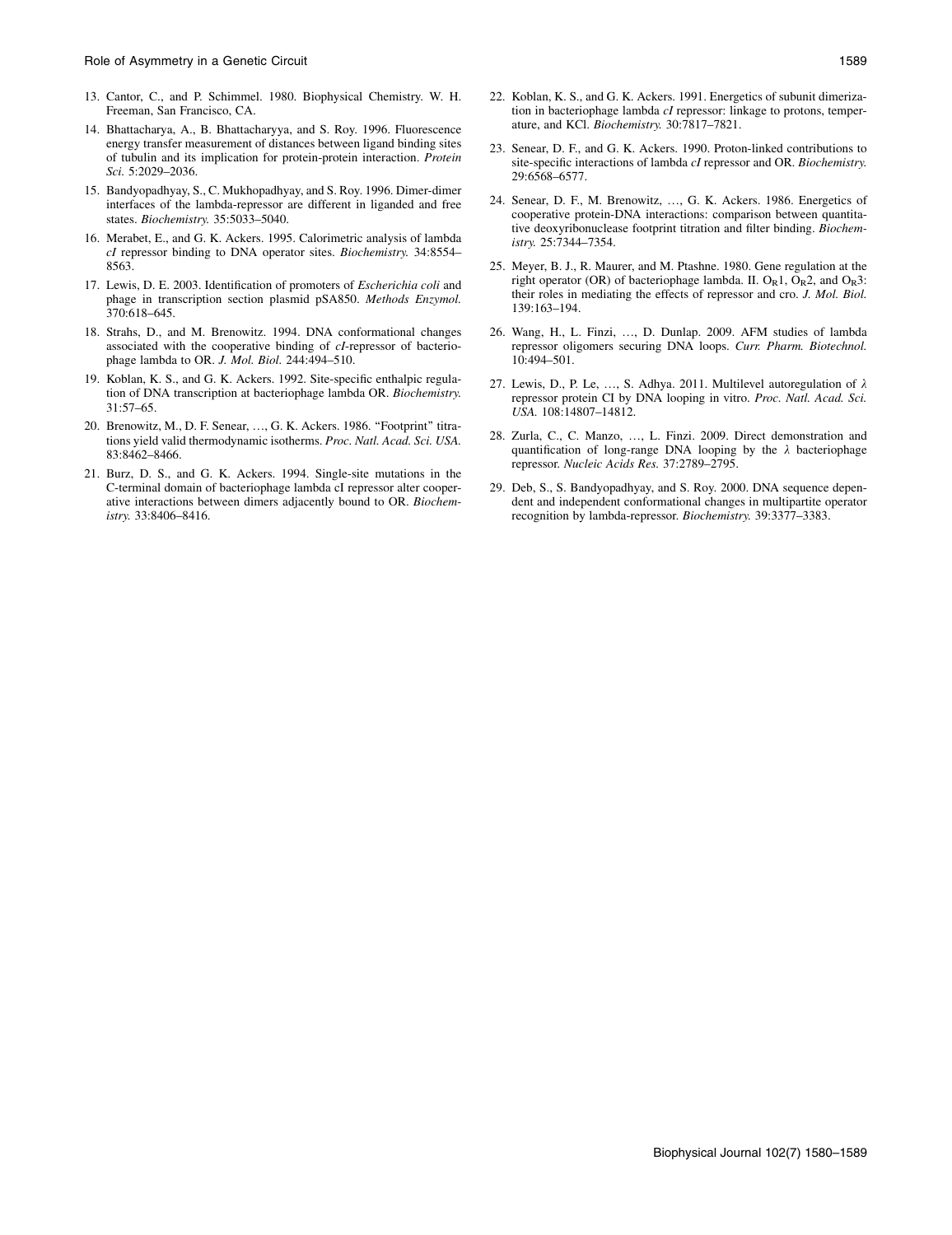13. Cantor, C., and P. Schimmel. 1980. Biophysical Chemistry. W. H. Freeman, San Francisco, CA.
14. Bhattacharya, A., B. Bhattacharyya, and S. Roy. 1996. Fluorescence energy transfer measurement of distances between ligand binding sites of tubulin and its implication for protein-protein interaction. *Protein Sci.* 5:2029–2036.
15. Bandyopadhyay, S., C. Mukhopadhyay, and S. Roy. 1996. Dimer-dimer interfaces of the lambda-repressor are different in liganded and free states. *Biochemistry.* 35:5033–5040.
16. Merabet, E., and G. K. Ackers. 1995. Calorimetric analysis of lambda *cI* repressor binding to DNA operator sites. *Biochemistry.* 34:8554–8563.
17. Lewis, D. E. 2003. Identification of promoters of *Escherichia coli* and phage in transcription section plasmid pSA850. *Methods Enzymol.* 370:618–645.
18. Strahs, D., and M. Brenowitz. 1994. DNA conformational changes associated with the cooperative binding of *cI*-repressor of bacteriophage lambda to OR. *J. Mol. Biol.* 244:494–510.
19. Koblan, K. S., and G. K. Ackers. 1992. Site-specific enthalpic regulation of DNA transcription at bacteriophage lambda OR. *Biochemistry.* 31:57–65.
20. Brenowitz, M., D. F. Senear, …, G. K. Ackers. 1986. “Footprint” titrations yield valid thermodynamic isotherms. *Proc. Natl. Acad. Sci. USA.* 83:8462–8466.
21. Burz, D. S., and G. K. Ackers. 1994. Single-site mutations in the C-terminal domain of bacteriophage lambda cI repressor alter cooperative interactions between dimers adjacently bound to OR. *Biochemistry.* 33:8406–8416.
22. Koblan, K. S., and G. K. Ackers. 1991. Energetics of subunit dimerization in bacteriophage lambda *cI* repressor: linkage to protons, temperature, and KCl. *Biochemistry.* 30:7817–7821.
23. Senear, D. F., and G. K. Ackers. 1990. Proton-linked contributions to site-specific interactions of lambda *cI* repressor and OR. *Biochemistry.* 29:6568–6577.
24. Senear, D. F., M. Brenowitz, …, G. K. Ackers. 1986. Energetics of cooperative protein-DNA interactions: comparison between quantitative deoxyribonuclease footprint titration and filter binding. *Biochemistry.* 25:7344–7354.
25. Meyer, B. J., R. Maurer, and M. Ptashne. 1980. Gene regulation at the right operator (OR) of bacteriophage lambda. II. $O_R1$, $O_R2$, and $O_R3$: their roles in mediating the effects of repressor and cro. *J. Mol. Biol.* 139:163–194.
26. Wang, H., L. Finzi, …, D. Dunlap. 2009. AFM studies of lambda repressor oligomers securing DNA loops. *Curr. Pharm. Biotechnol.* 10:494–501.
27. Lewis, D., P. Le, …, S. Adhya. 2011. Multilevel autoregulation of λ repressor protein CI by DNA looping in vitro. *Proc. Natl. Acad. Sci. USA.* 108:14807–14812.
28. Zurla, C., C. Manzo, …, L. Finzi. 2009. Direct demonstration and quantification of long-range DNA looping by the λ bacteriophage repressor. *Nucleic Acids Res.* 37:2789–2795.
29. Deb, S., S. Bandyopadhyay, and S. Roy. 2000. DNA sequence dependent and independent conformational changes in multipartite operator recognition by lambda-repressor. *Biochemistry.* 39:3377–3383.